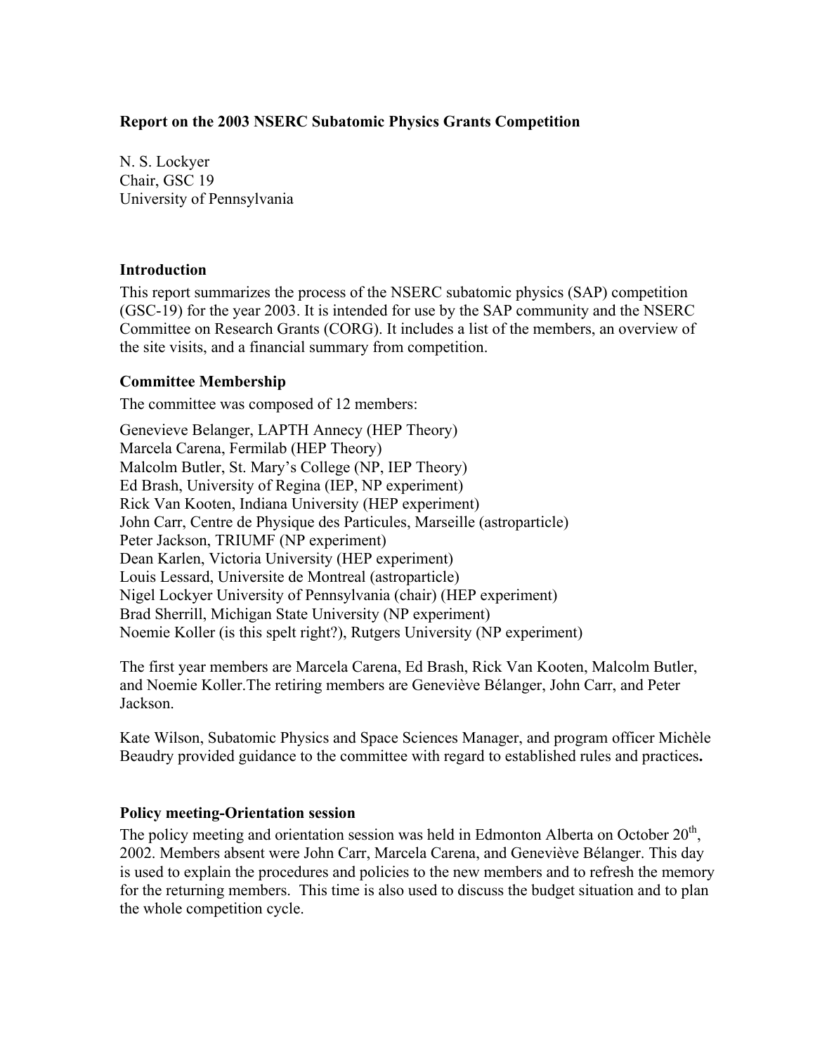**Report on the 2003 NSERC Subatomic Physics Grants Competition**

N. S. Lockyer
Chair, GSC 19
University of Pennsylvania

## Introduction

This report summarizes the process of the NSERC subatomic physics (SAP) competition (GSC-19) for the year 2003. It is intended for use by the SAP community and the NSERC Committee on Research Grants (CORG). It includes a list of the members, an overview of the site visits, and a financial summary from competition.

## Committee Membership

The committee was composed of 12 members:

Genevieve Belanger, LAPTH Annecy (HEP Theory)
Marcela Carena, Fermilab (HEP Theory)
Malcolm Butler, St. Mary's College (NP, IEP Theory)
Ed Brash, University of Regina (IEP, NP experiment)
Rick Van Kooten, Indiana University (HEP experiment)
John Carr, Centre de Physique des Particules, Marseille (astroparticle)
Peter Jackson, TRIUMF (NP experiment)
Dean Karlen, Victoria University (HEP experiment)
Louis Lessard, Universite de Montreal (astroparticle)
Nigel Lockyer University of Pennsylvania (chair) (HEP experiment)
Brad Sherrill, Michigan State University (NP experiment)
Noemie Koller (is this spelt right?), Rutgers University (NP experiment)

The first year members are Marcela Carena, Ed Brash, Rick Van Kooten, Malcolm Butler, and Noemie Koller.The retiring members are Geneviève Bélanger, John Carr, and Peter Jackson.

Kate Wilson, Subatomic Physics and Space Sciences Manager, and program officer Michèle Beaudry provided guidance to the committee with regard to established rules and practices**.**

## Policy meeting-Orientation session

The policy meeting and orientation session was held in Edmonton Alberta on October 20th, 2002. Members absent were John Carr, Marcela Carena, and Geneviève Bélanger. This day is used to explain the procedures and policies to the new members and to refresh the memory for the returning members. This time is also used to discuss the budget situation and to plan the whole competition cycle.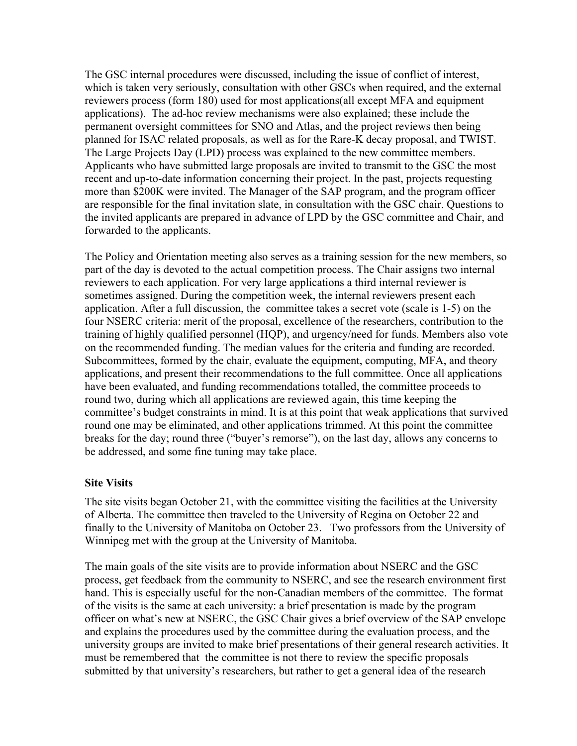The GSC internal procedures were discussed, including the issue of conflict of interest, which is taken very seriously, consultation with other GSCs when required, and the external reviewers process (form 180) used for most applications(all except MFA and equipment applications). The ad-hoc review mechanisms were also explained; these include the permanent oversight committees for SNO and Atlas, and the project reviews then being planned for ISAC related proposals, as well as for the Rare-K decay proposal, and TWIST. The Large Projects Day (LPD) process was explained to the new committee members. Applicants who have submitted large proposals are invited to transmit to the GSC the most recent and up-to-date information concerning their project. In the past, projects requesting more than $200K were invited. The Manager of the SAP program, and the program officer are responsible for the final invitation slate, in consultation with the GSC chair. Questions to the invited applicants are prepared in advance of LPD by the GSC committee and Chair, and forwarded to the applicants.

The Policy and Orientation meeting also serves as a training session for the new members, so part of the day is devoted to the actual competition process. The Chair assigns two internal reviewers to each application. For very large applications a third internal reviewer is sometimes assigned. During the competition week, the internal reviewers present each application. After a full discussion, the committee takes a secret vote (scale is 1-5) on the four NSERC criteria: merit of the proposal, excellence of the researchers, contribution to the training of highly qualified personnel (HQP), and urgency/need for funds. Members also vote on the recommended funding. The median values for the criteria and funding are recorded. Subcommittees, formed by the chair, evaluate the equipment, computing, MFA, and theory applications, and present their recommendations to the full committee. Once all applications have been evaluated, and funding recommendations totalled, the committee proceeds to round two, during which all applications are reviewed again, this time keeping the committee's budget constraints in mind. It is at this point that weak applications that survived round one may be eliminated, and other applications trimmed. At this point the committee breaks for the day; round three ("buyer's remorse"), on the last day, allows any concerns to be addressed, and some fine tuning may take place.

**Site Visits**

The site visits began October 21, with the committee visiting the facilities at the University of Alberta. The committee then traveled to the University of Regina on October 22 and finally to the University of Manitoba on October 23. Two professors from the University of Winnipeg met with the group at the University of Manitoba.

The main goals of the site visits are to provide information about NSERC and the GSC process, get feedback from the community to NSERC, and see the research environment first hand. This is especially useful for the non-Canadian members of the committee. The format of the visits is the same at each university: a brief presentation is made by the program officer on what's new at NSERC, the GSC Chair gives a brief overview of the SAP envelope and explains the procedures used by the committee during the evaluation process, and the university groups are invited to make brief presentations of their general research activities. It must be remembered that the committee is not there to review the specific proposals submitted by that university's researchers, but rather to get a general idea of the research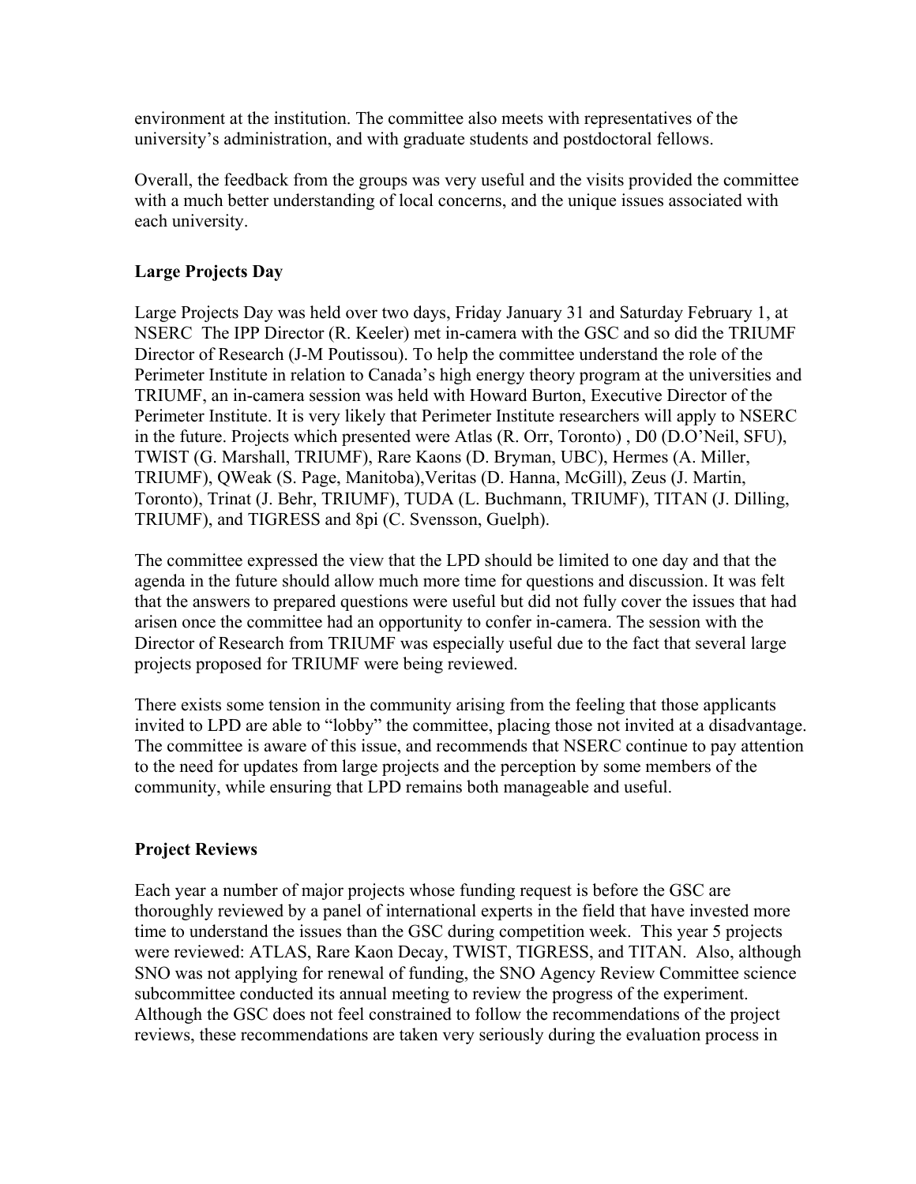environment at the institution. The committee also meets with representatives of the university's administration, and with graduate students and postdoctoral fellows.

Overall, the feedback from the groups was very useful and the visits provided the committee with a much better understanding of local concerns, and the unique issues associated with each university.

**Large Projects Day**

Large Projects Day was held over two days, Friday January 31 and Saturday February 1, at NSERC The IPP Director (R. Keeler) met in-camera with the GSC and so did the TRIUMF Director of Research (J-M Poutissou). To help the committee understand the role of the Perimeter Institute in relation to Canada's high energy theory program at the universities and TRIUMF, an in-camera session was held with Howard Burton, Executive Director of the Perimeter Institute. It is very likely that Perimeter Institute researchers will apply to NSERC in the future. Projects which presented were Atlas (R. Orr, Toronto) , D0 (D.O'Neil, SFU), TWIST (G. Marshall, TRIUMF), Rare Kaons (D. Bryman, UBC), Hermes (A. Miller, TRIUMF), QWeak (S. Page, Manitoba),Veritas (D. Hanna, McGill), Zeus (J. Martin, Toronto), Trinat (J. Behr, TRIUMF), TUDA (L. Buchmann, TRIUMF), TITAN (J. Dilling, TRIUMF), and TIGRESS and 8pi (C. Svensson, Guelph).

The committee expressed the view that the LPD should be limited to one day and that the agenda in the future should allow much more time for questions and discussion. It was felt that the answers to prepared questions were useful but did not fully cover the issues that had arisen once the committee had an opportunity to confer in-camera. The session with the Director of Research from TRIUMF was especially useful due to the fact that several large projects proposed for TRIUMF were being reviewed.

There exists some tension in the community arising from the feeling that those applicants invited to LPD are able to "lobby" the committee, placing those not invited at a disadvantage. The committee is aware of this issue, and recommends that NSERC continue to pay attention to the need for updates from large projects and the perception by some members of the community, while ensuring that LPD remains both manageable and useful.

**Project Reviews**

Each year a number of major projects whose funding request is before the GSC are thoroughly reviewed by a panel of international experts in the field that have invested more time to understand the issues than the GSC during competition week. This year 5 projects were reviewed: ATLAS, Rare Kaon Decay, TWIST, TIGRESS, and TITAN. Also, although SNO was not applying for renewal of funding, the SNO Agency Review Committee science subcommittee conducted its annual meeting to review the progress of the experiment. Although the GSC does not feel constrained to follow the recommendations of the project reviews, these recommendations are taken very seriously during the evaluation process in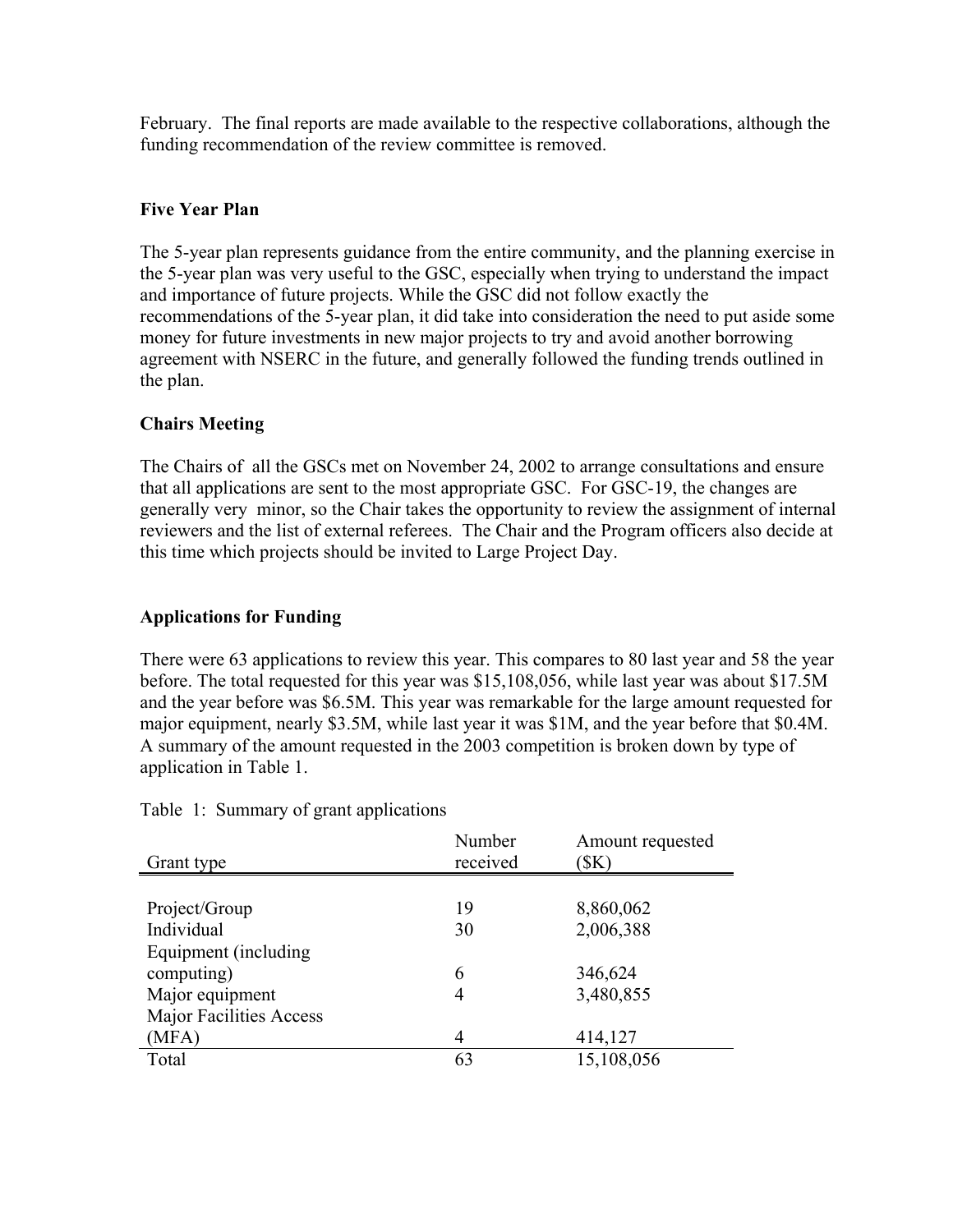February. The final reports are made available to the respective collaborations, although the funding recommendation of the review committee is removed.

### Five Year Plan

The 5-year plan represents guidance from the entire community, and the planning exercise in the 5-year plan was very useful to the GSC, especially when trying to understand the impact and importance of future projects. While the GSC did not follow exactly the recommendations of the 5-year plan, it did take into consideration the need to put aside some money for future investments in new major projects to try and avoid another borrowing agreement with NSERC in the future, and generally followed the funding trends outlined in the plan.

### Chairs Meeting

The Chairs of all the GSCs met on November 24, 2002 to arrange consultations and ensure that all applications are sent to the most appropriate GSC. For GSC-19, the changes are generally very minor, so the Chair takes the opportunity to review the assignment of internal reviewers and the list of external referees. The Chair and the Program officers also decide at this time which projects should be invited to Large Project Day.

### Applications for Funding

There were 63 applications to review this year. This compares to 80 last year and 58 the year before. The total requested for this year was $15,108,056, while last year was about $17.5M and the year before was $6.5M. This year was remarkable for the large amount requested for major equipment, nearly $3.5M, while last year it was $1M, and the year before that $0.4M. A summary of the amount requested in the 2003 competition is broken down by type of application in Table 1.

Table 1: Summary of grant applications

| Grant type | Number received | Amount requested ($K) |
|---|---|---|
| Project/Group | 19 | 8,860,062 |
| Individual | 30 | 2,006,388 |
| Equipment (including computing) | 6 | 346,624 |
| Major equipment | 4 | 3,480,855 |
| Major Facilities Access (MFA) | 4 | 414,127 |
| Total | 63 | 15,108,056 |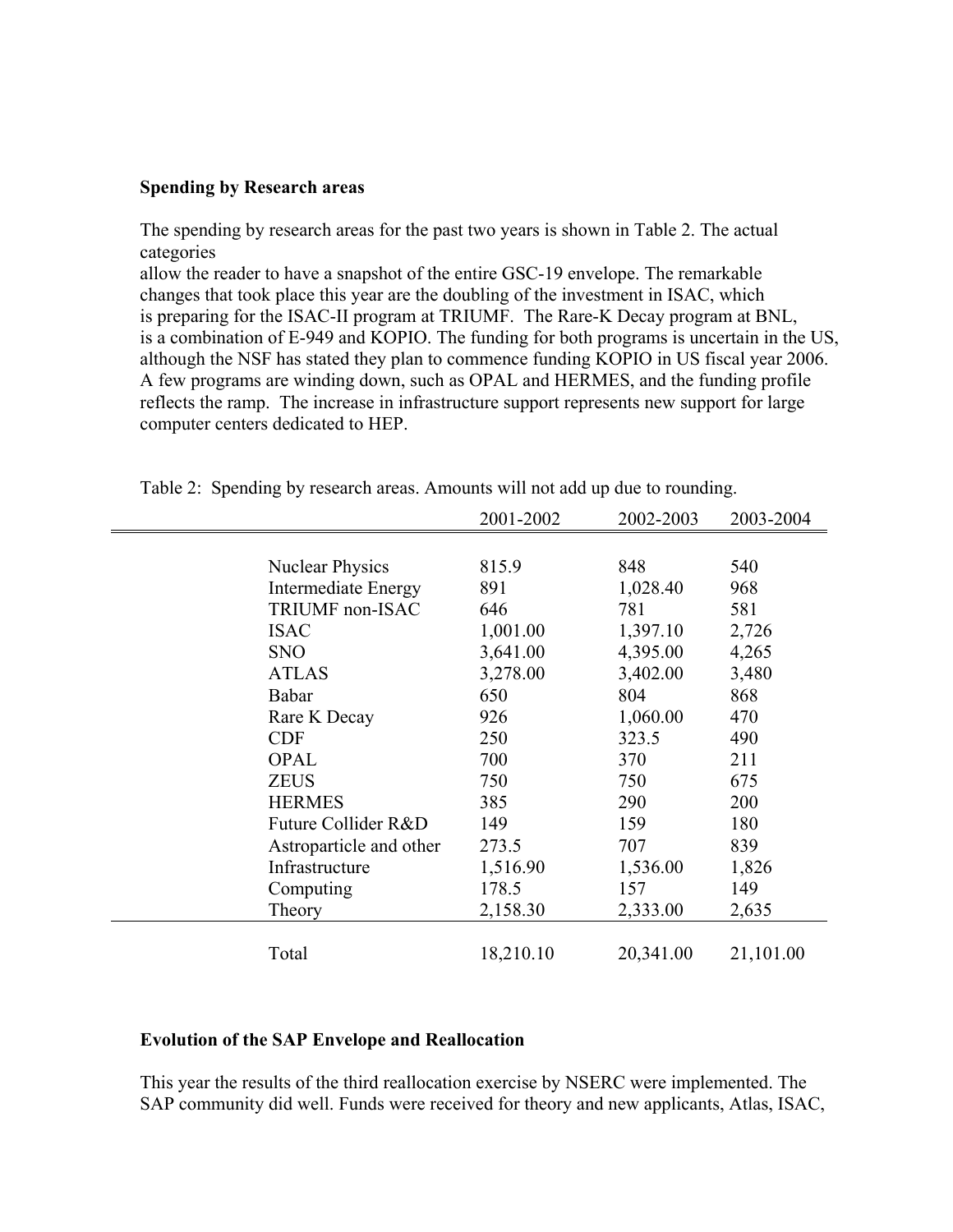**Spending by Research areas**

The spending by research areas for the past two years is shown in Table 2. The actual categories
allow the reader to have a snapshot of the entire GSC-19 envelope. The remarkable changes that took place this year are the doubling of the investment in ISAC, which is preparing for the ISAC-II program at TRIUMF. The Rare-K Decay program at BNL, is a combination of E-949 and KOPIO. The funding for both programs is uncertain in the US, although the NSF has stated they plan to commence funding KOPIO in US fiscal year 2006. A few programs are winding down, such as OPAL and HERMES, and the funding profile reflects the ramp. The increase in infrastructure support represents new support for large computer centers dedicated to HEP.

Table 2: Spending by research areas. Amounts will not add up due to rounding.

| | 2001-2002 | 2002-2003 | 2003-2004 |
|---|---|---|---|
| Nuclear Physics | 815.9 | 848 | 540 |
| Intermediate Energy | 891 | 1,028.40 | 968 |
| TRIUMF non-ISAC | 646 | 781 | 581 |
| ISAC | 1,001.00 | 1,397.10 | 2,726 |
| SNO | 3,641.00 | 4,395.00 | 4,265 |
| ATLAS | 3,278.00 | 3,402.00 | 3,480 |
| Babar | 650 | 804 | 868 |
| Rare K Decay | 926 | 1,060.00 | 470 |
| CDF | 250 | 323.5 | 490 |
| OPAL | 700 | 370 | 211 |
| ZEUS | 750 | 750 | 675 |
| HERMES | 385 | 290 | 200 |
| Future Collider R&D | 149 | 159 | 180 |
| Astroparticle and other | 273.5 | 707 | 839 |
| Infrastructure | 1,516.90 | 1,536.00 | 1,826 |
| Computing | 178.5 | 157 | 149 |
| Theory | 2,158.30 | 2,333.00 | 2,635 |
| Total | 18,210.10 | 20,341.00 | 21,101.00 |

**Evolution of the SAP Envelope and Reallocation**

This year the results of the third reallocation exercise by NSERC were implemented. The SAP community did well. Funds were received for theory and new applicants, Atlas, ISAC,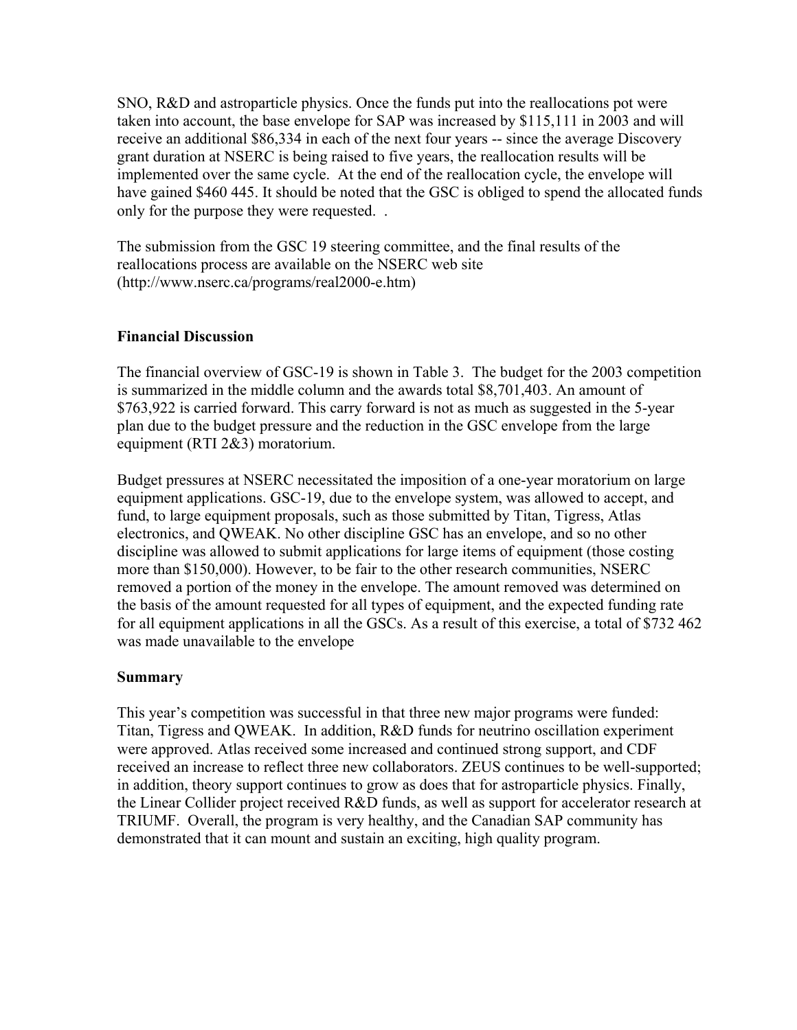SNO, R&D and astroparticle physics. Once the funds put into the reallocations pot were taken into account, the base envelope for SAP was increased by $115,111 in 2003 and will receive an additional $86,334 in each of the next four years -- since the average Discovery grant duration at NSERC is being raised to five years, the reallocation results will be implemented over the same cycle.  At the end of the reallocation cycle, the envelope will have gained $460 445. It should be noted that the GSC is obliged to spend the allocated funds only for the purpose they were requested.  .

The submission from the GSC 19 steering committee, and the final results of the reallocations process are available on the NSERC web site (http://www.nserc.ca/programs/real2000-e.htm)

**Financial Discussion**

The financial overview of GSC-19 is shown in Table 3.  The budget for the 2003 competition is summarized in the middle column and the awards total $8,701,403. An amount of $763,922 is carried forward. This carry forward is not as much as suggested in the 5-year plan due to the budget pressure and the reduction in the GSC envelope from the large equipment (RTI 2&3) moratorium.

Budget pressures at NSERC necessitated the imposition of a one-year moratorium on large equipment applications. GSC-19, due to the envelope system, was allowed to accept, and fund, to large equipment proposals, such as those submitted by Titan, Tigress, Atlas electronics, and QWEAK. No other discipline GSC has an envelope, and so no other discipline was allowed to submit applications for large items of equipment (those costing more than $150,000). However, to be fair to the other research communities, NSERC removed a portion of the money in the envelope. The amount removed was determined on the basis of the amount requested for all types of equipment, and the expected funding rate for all equipment applications in all the GSCs. As a result of this exercise, a total of $732 462 was made unavailable to the envelope

**Summary**

This year's competition was successful in that three new major programs were funded: Titan, Tigress and QWEAK.  In addition, R&D funds for neutrino oscillation experiment were approved. Atlas received some increased and continued strong support, and CDF received an increase to reflect three new collaborators. ZEUS continues to be well-supported; in addition, theory support continues to grow as does that for astroparticle physics. Finally, the Linear Collider project received R&D funds, as well as support for accelerator research at TRIUMF.  Overall, the program is very healthy, and the Canadian SAP community has demonstrated that it can mount and sustain an exciting, high quality program.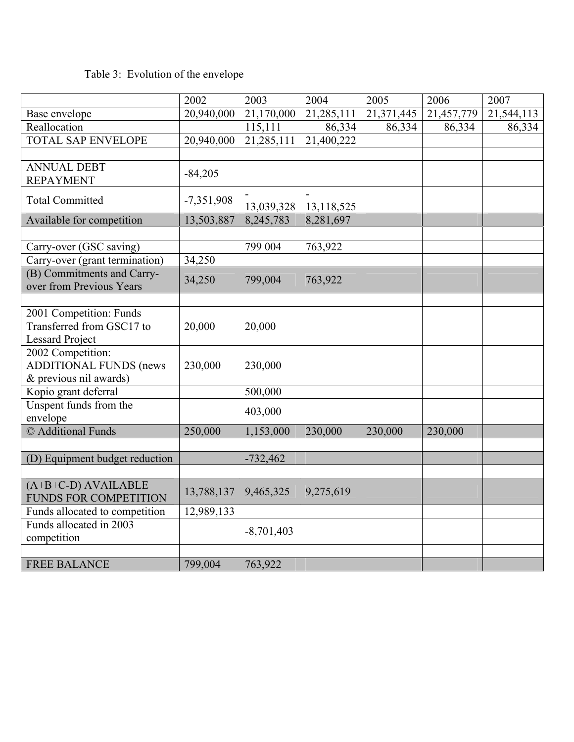Table 3: Evolution of the envelope

| | 2002 | 2003 | 2004 | 2005 | 2006 | 2007 |
|---|---|---|---|---|---|---|
| Base envelope | 20,940,000 | 21,170,000 | 21,285,111 | 21,371,445 | 21,457,779 | 21,544,113 |
| Reallocation | | 115,111 | 86,334 | 86,334 | 86,334 | 86,334 |
| TOTAL SAP ENVELOPE | 20,940,000 | 21,285,111 | 21,400,222 | | | |
| | | | | | | |
| ANNUAL DEBT REPAYMENT | -84,205 | | | | | |
| Total Committed | -7,351,908 | -13,039,328 | -13,118,525 | | | |
| Available for competition | 13,503,887 | 8,245,783 | 8,281,697 | | | |
| | | | | | | |
| Carry-over (GSC saving) | | 799 004 | 763,922 | | | |
| Carry-over (grant termination) | 34,250 | | | | | |
| (B) Commitments and Carry-over from Previous Years | 34,250 | 799,004 | 763,922 | | | |
| | | | | | | |
| 2001 Competition: Funds Transferred from GSC17 to Lessard Project | 20,000 | 20,000 | | | | |
| 2002 Competition: ADDITIONAL FUNDS (news & previous nil awards) | 230,000 | 230,000 | | | | |
| Kopio grant deferral | | 500,000 | | | | |
| Unspent funds from the envelope | | 403,000 | | | | |
| © Additional Funds | 250,000 | 1,153,000 | 230,000 | 230,000 | 230,000 | |
| | | | | | | |
| (D) Equipment budget reduction | | -732,462 | | | | |
| | | | | | | |
| (A+B+C-D) AVAILABLE FUNDS FOR COMPETITION | 13,788,137 | 9,465,325 | 9,275,619 | | | |
| Funds allocated to competition | 12,989,133 | | | | | |
| Funds allocated in 2003 competition | | -8,701,403 | | | | |
| | | | | | | |
| FREE BALANCE | 799,004 | 763,922 | | | | |